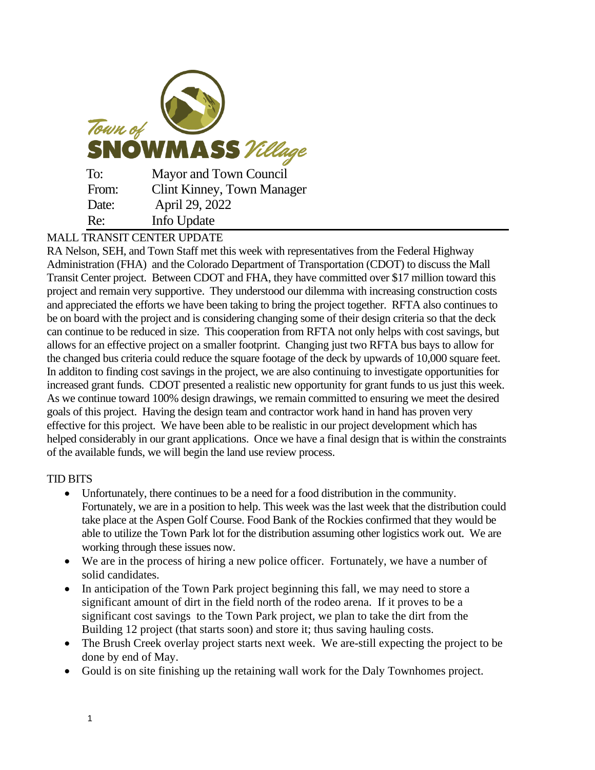Town of SNOWMASS Village

To: Mayor and Town Council
From: Clint Kinney, Town Manager
Date: April 29, 2022
Re: Info Update

MALL TRANSIT CENTER UPDATE

RA Nelson, SEH, and Town Staff met this week with representatives from the Federal Highway Administration (FHA) and the Colorado Department of Transportation (CDOT) to discuss the Mall Transit Center project. Between CDOT and FHA, they have committed over $17 million toward this project and remain very supportive. They understood our dilemma with increasing construction costs and appreciated the efforts we have been taking to bring the project together. RFTA also continues to be on board with the project and is considering changing some of their design criteria so that the deck can continue to be reduced in size. This cooperation from RFTA not only helps with cost savings, but allows for an effective project on a smaller footprint. Changing just two RFTA bus bays to allow for the changed bus criteria could reduce the square footage of the deck by upwards of 10,000 square feet. In additon to finding cost savings in the project, we are also continuing to investigate opportunities for increased grant funds. CDOT presented a realistic new opportunity for grant funds to us just this week. As we continue toward 100% design drawings, we remain committed to ensuring we meet the desired goals of this project. Having the design team and contractor work hand in hand has proven very effective for this project. We have been able to be realistic in our project development which has helped considerably in our grant applications. Once we have a final design that is within the constraints of the available funds, we will begin the land use review process.

TID BITS

- Unfortunately, there continues to be a need for a food distribution in the community. Fortunately, we are in a position to help. This week was the last week that the distribution could take place at the Aspen Golf Course. Food Bank of the Rockies confirmed that they would be able to utilize the Town Park lot for the distribution assuming other logistics work out. We are working through these issues now.
- We are in the process of hiring a new police officer. Fortunately, we have a number of solid candidates.
- In anticipation of the Town Park project beginning this fall, we may need to store a significant amount of dirt in the field north of the rodeo arena. If it proves to be a significant cost savings to the Town Park project, we plan to take the dirt from the Building 12 project (that starts soon) and store it; thus saving hauling costs.
- The Brush Creek overlay project starts next week. We are-still expecting the project to be done by end of May.
- Gould is on site finishing up the retaining wall work for the Daly Townhomes project.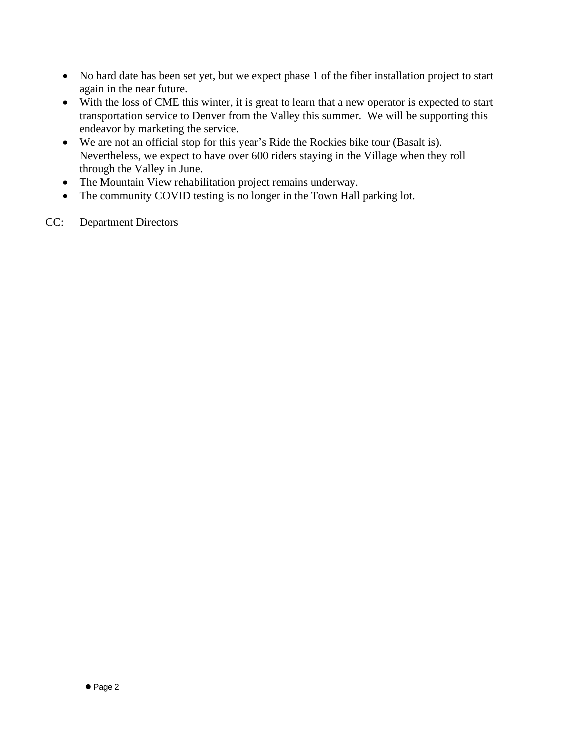- No hard date has been set yet, but we expect phase 1 of the fiber installation project to start again in the near future.
- With the loss of CME this winter, it is great to learn that a new operator is expected to start transportation service to Denver from the Valley this summer.  We will be supporting this endeavor by marketing the service.
- We are not an official stop for this year's Ride the Rockies bike tour (Basalt is). Nevertheless, we expect to have over 600 riders staying in the Village when they roll through the Valley in June.
- The Mountain View rehabilitation project remains underway.
- The community COVID testing is no longer in the Town Hall parking lot.

CC: Department Directors